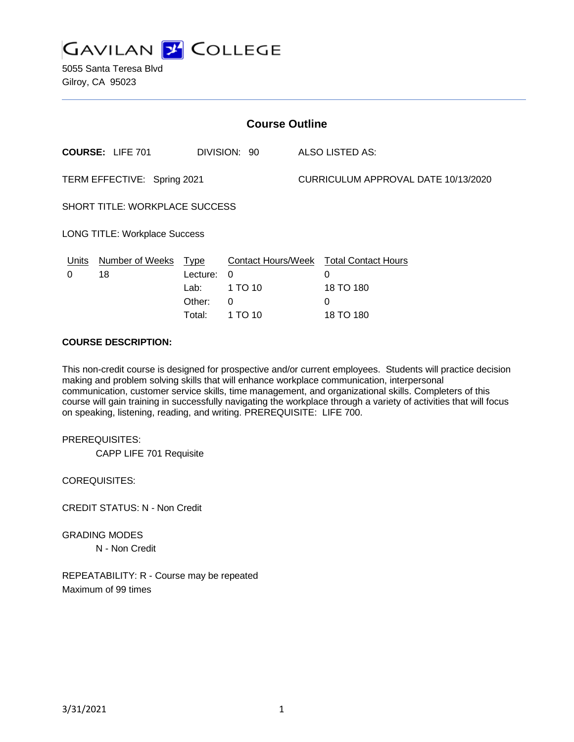# GAVILAN COLLEGE

5055 Santa Teresa Blvd
Gilroy, CA 95023

---

## Course Outline

**COURSE:** LIFE 701 DIVISION: 90 ALSO LISTED AS:

TERM EFFECTIVE: Spring 2021 CURRICULUM APPROVAL DATE 10/13/2020

SHORT TITLE: WORKPLACE SUCCESS

LONG TITLE: Workplace Success

| Units | Number of Weeks | Type | Contact Hours/Week | Total Contact Hours |
|---|---|---|---|---|
| 0 | 18 | Lecture: | 0 | 0 |
| | | Lab: | 1 TO 10 | 18 TO 180 |
| | | Other: | 0 | 0 |
| | | Total: | 1 TO 10 | 18 TO 180 |

**COURSE DESCRIPTION:**

This non-credit course is designed for prospective and/or current employees. Students will practice decision making and problem solving skills that will enhance workplace communication, interpersonal communication, customer service skills, time management, and organizational skills. Completers of this course will gain training in successfully navigating the workplace through a variety of activities that will focus on speaking, listening, reading, and writing. PREREQUISITE: LIFE 700.

PREREQUISITES:

CAPP LIFE 701 Requisite

COREQUISITES:

CREDIT STATUS: N - Non Credit

GRADING MODES

N - Non Credit

REPEATABILITY: R - Course may be repeated
Maximum of 99 times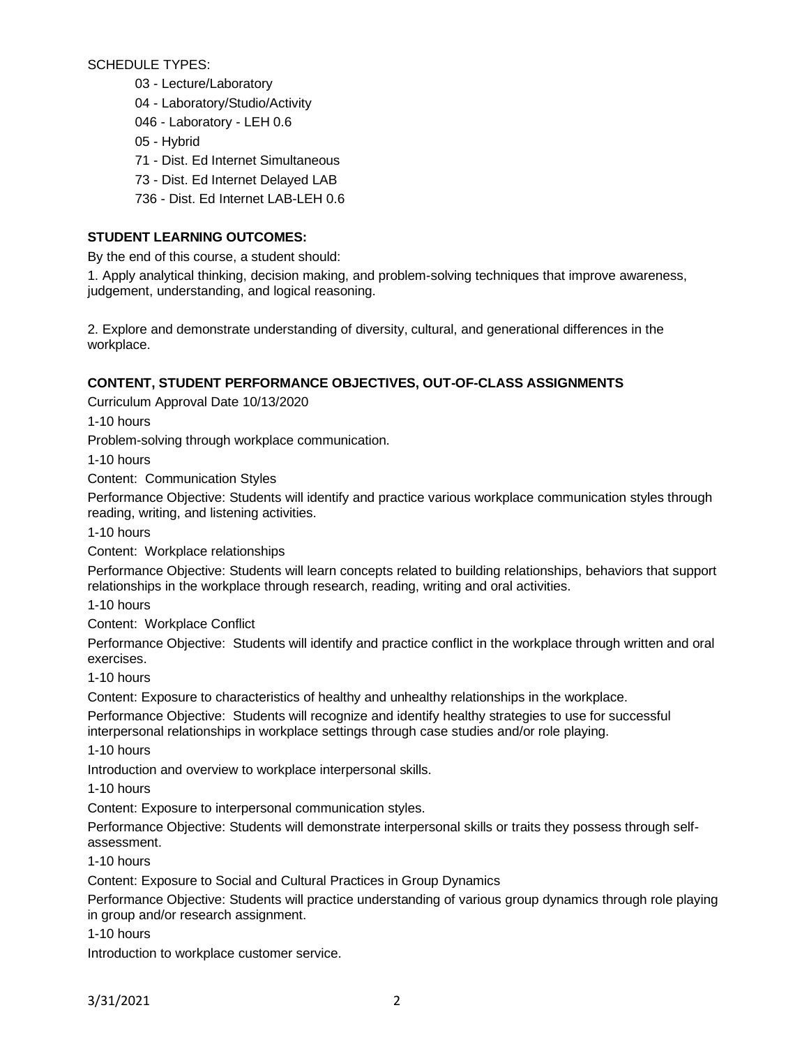SCHEDULE TYPES:

- 03 - Lecture/Laboratory
- 04 - Laboratory/Studio/Activity
- 046 - Laboratory - LEH 0.6
- 05 - Hybrid
- 71 - Dist. Ed Internet Simultaneous
- 73 - Dist. Ed Internet Delayed LAB
- 736 - Dist. Ed Internet LAB-LEH 0.6

**STUDENT LEARNING OUTCOMES:**

By the end of this course, a student should:

1. Apply analytical thinking, decision making, and problem-solving techniques that improve awareness, judgement, understanding, and logical reasoning.

2. Explore and demonstrate understanding of diversity, cultural, and generational differences in the workplace.

**CONTENT, STUDENT PERFORMANCE OBJECTIVES, OUT-OF-CLASS ASSIGNMENTS**

Curriculum Approval Date 10/13/2020

1-10 hours

Problem-solving through workplace communication.

1-10 hours

Content: Communication Styles

Performance Objective: Students will identify and practice various workplace communication styles through reading, writing, and listening activities.

1-10 hours

Content: Workplace relationships

Performance Objective: Students will learn concepts related to building relationships, behaviors that support relationships in the workplace through research, reading, writing and oral activities.

1-10 hours

Content: Workplace Conflict

Performance Objective: Students will identify and practice conflict in the workplace through written and oral exercises.

1-10 hours

Content: Exposure to characteristics of healthy and unhealthy relationships in the workplace.

Performance Objective: Students will recognize and identify healthy strategies to use for successful interpersonal relationships in workplace settings through case studies and/or role playing.

1-10 hours

Introduction and overview to workplace interpersonal skills.

1-10 hours

Content: Exposure to interpersonal communication styles.

Performance Objective: Students will demonstrate interpersonal skills or traits they possess through self-assessment.

1-10 hours

Content: Exposure to Social and Cultural Practices in Group Dynamics

Performance Objective: Students will practice understanding of various group dynamics through role playing in group and/or research assignment.

1-10 hours

Introduction to workplace customer service.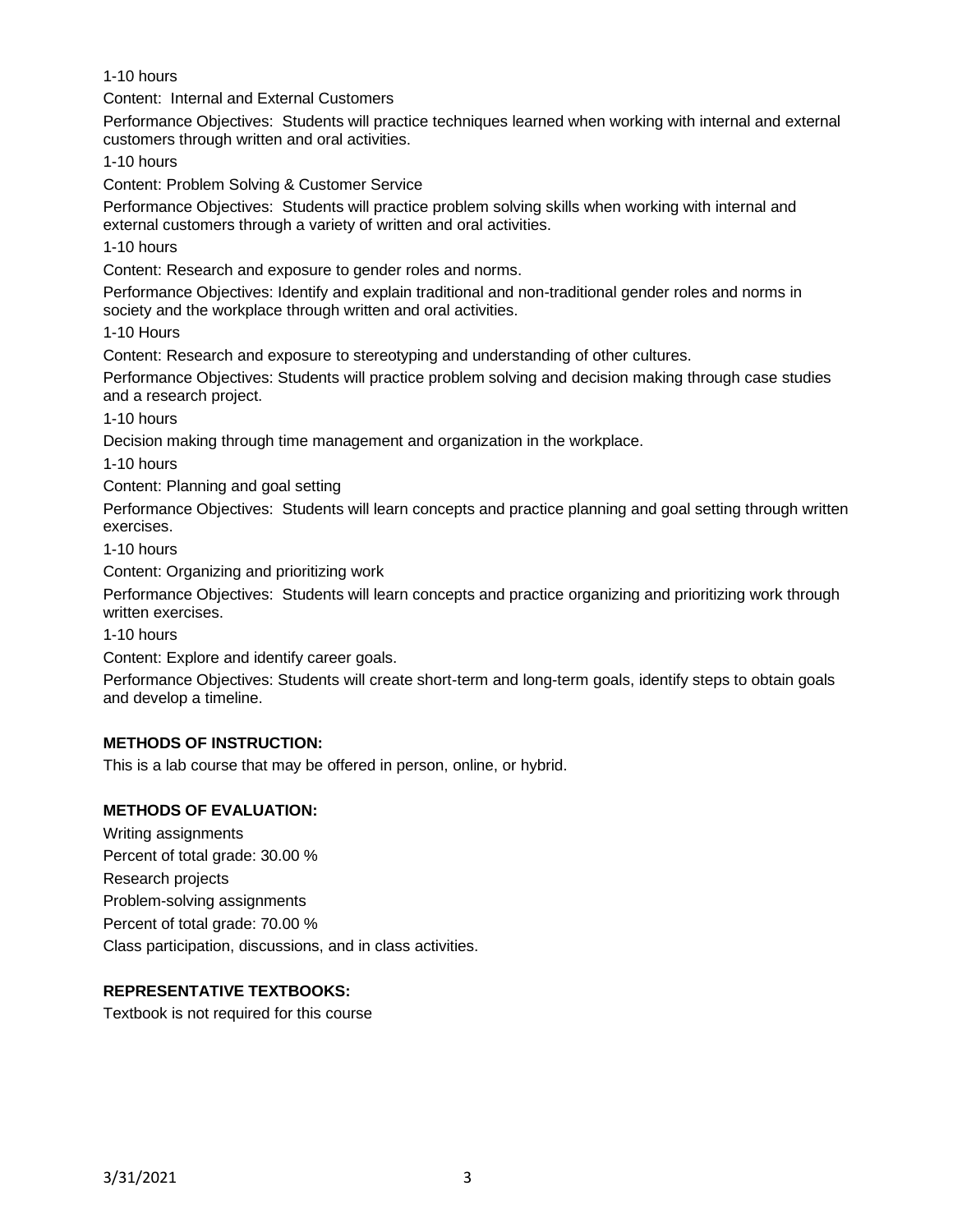1-10 hours

Content: Internal and External Customers

Performance Objectives: Students will practice techniques learned when working with internal and external customers through written and oral activities.

1-10 hours

Content: Problem Solving & Customer Service

Performance Objectives: Students will practice problem solving skills when working with internal and external customers through a variety of written and oral activities.

1-10 hours

Content: Research and exposure to gender roles and norms.

Performance Objectives: Identify and explain traditional and non-traditional gender roles and norms in society and the workplace through written and oral activities.

1-10 Hours

Content: Research and exposure to stereotyping and understanding of other cultures.

Performance Objectives: Students will practice problem solving and decision making through case studies and a research project.

1-10 hours

Decision making through time management and organization in the workplace.

1-10 hours

Content: Planning and goal setting

Performance Objectives: Students will learn concepts and practice planning and goal setting through written exercises.

1-10 hours

Content: Organizing and prioritizing work

Performance Objectives: Students will learn concepts and practice organizing and prioritizing work through written exercises.

1-10 hours

Content: Explore and identify career goals.

Performance Objectives: Students will create short-term and long-term goals, identify steps to obtain goals and develop a timeline.

**METHODS OF INSTRUCTION:**

This is a lab course that may be offered in person, online, or hybrid.

**METHODS OF EVALUATION:**

Writing assignments

Percent of total grade: 30.00 %

Research projects

Problem-solving assignments

Percent of total grade: 70.00 %

Class participation, discussions, and in class activities.

**REPRESENTATIVE TEXTBOOKS:**

Textbook is not required for this course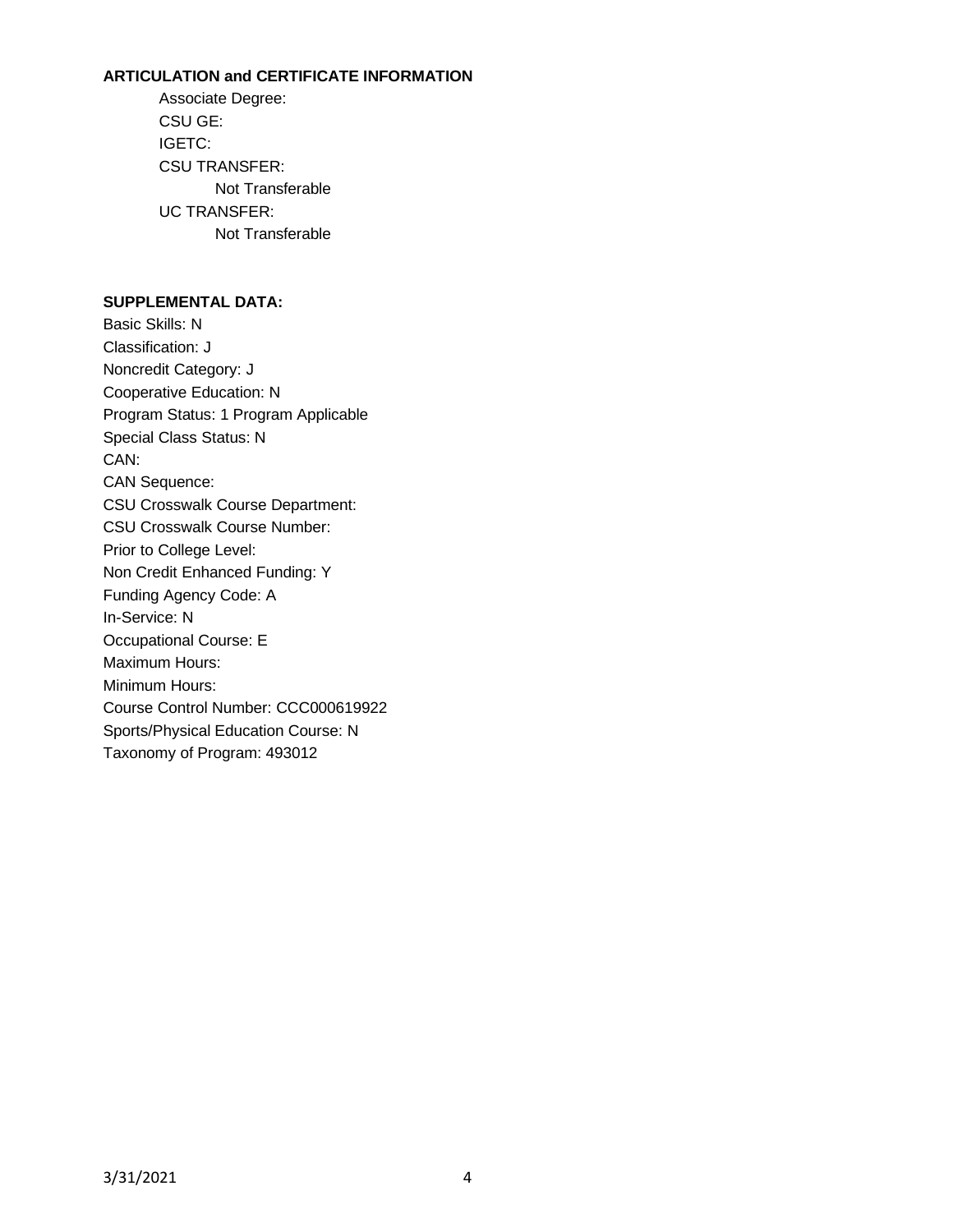**ARTICULATION and CERTIFICATE INFORMATION**

Associate Degree:
CSU GE:
IGETC:
CSU TRANSFER:
  Not Transferable
UC TRANSFER:
  Not Transferable

**SUPPLEMENTAL DATA:**

Basic Skills: N
Classification: J
Noncredit Category: J
Cooperative Education: N
Program Status: 1 Program Applicable
Special Class Status: N
CAN:
CAN Sequence:
CSU Crosswalk Course Department:
CSU Crosswalk Course Number:
Prior to College Level:
Non Credit Enhanced Funding: Y
Funding Agency Code: A
In-Service: N
Occupational Course: E
Maximum Hours:
Minimum Hours:
Course Control Number: CCC000619922
Sports/Physical Education Course: N
Taxonomy of Program: 493012